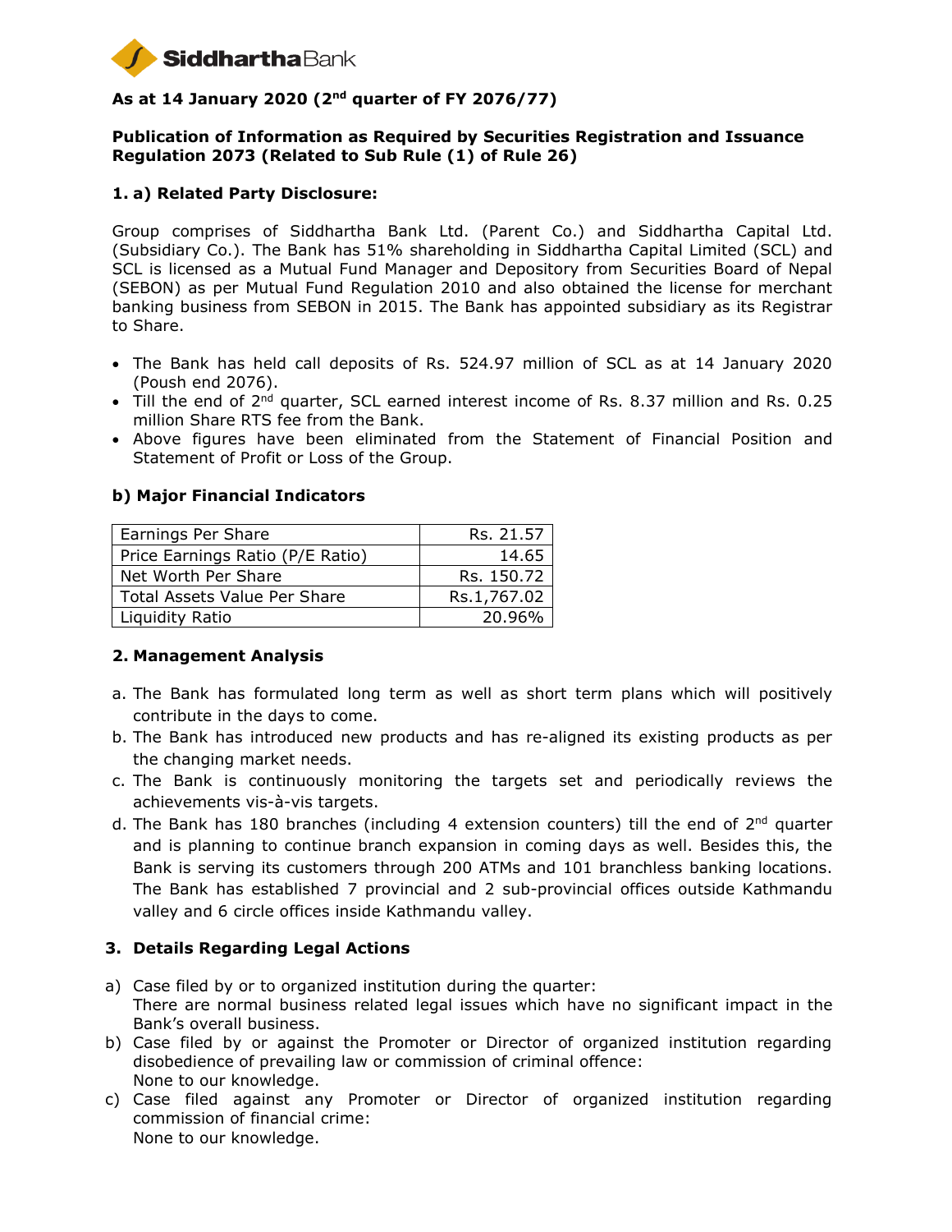**SiddharthaBank**

## As at 14 January 2020 (2nd quarter of FY 2076/77)

### Publication of Information as Required by Securities Registration and Issuance Regulation 2073 (Related to Sub Rule (1) of Rule 26)

### 1. a) Related Party Disclosure:

Group comprises of Siddhartha Bank Ltd. (Parent Co.) and Siddhartha Capital Ltd. (Subsidiary Co.). The Bank has 51% shareholding in Siddhartha Capital Limited (SCL) and SCL is licensed as a Mutual Fund Manager and Depository from Securities Board of Nepal (SEBON) as per Mutual Fund Regulation 2010 and also obtained the license for merchant banking business from SEBON in 2015. The Bank has appointed subsidiary as its Registrar to Share.

- The Bank has held call deposits of Rs. 524.97 million of SCL as at 14 January 2020 (Poush end 2076).
- Till the end of 2nd quarter, SCL earned interest income of Rs. 8.37 million and Rs. 0.25 million Share RTS fee from the Bank.
- Above figures have been eliminated from the Statement of Financial Position and Statement of Profit or Loss of the Group.

### b) Major Financial Indicators

| | |
|---|---|
| Earnings Per Share | Rs. 21.57 |
| Price Earnings Ratio (P/E Ratio) | 14.65 |
| Net Worth Per Share | Rs. 150.72 |
| Total Assets Value Per Share | Rs.1,767.02 |
| Liquidity Ratio | 20.96% |

### 2. Management Analysis

a. The Bank has formulated long term as well as short term plans which will positively contribute in the days to come.

b. The Bank has introduced new products and has re-aligned its existing products as per the changing market needs.

c. The Bank is continuously monitoring the targets set and periodically reviews the achievements vis-à-vis targets.

d. The Bank has 180 branches (including 4 extension counters) till the end of 2nd quarter and is planning to continue branch expansion in coming days as well. Besides this, the Bank is serving its customers through 200 ATMs and 101 branchless banking locations. The Bank has established 7 provincial and 2 sub-provincial offices outside Kathmandu valley and 6 circle offices inside Kathmandu valley.

### 3. Details Regarding Legal Actions

a) Case filed by or to organized institution during the quarter:
There are normal business related legal issues which have no significant impact in the Bank's overall business.

b) Case filed by or against the Promoter or Director of organized institution regarding disobedience of prevailing law or commission of criminal offence:
None to our knowledge.

c) Case filed against any Promoter or Director of organized institution regarding commission of financial crime:
None to our knowledge.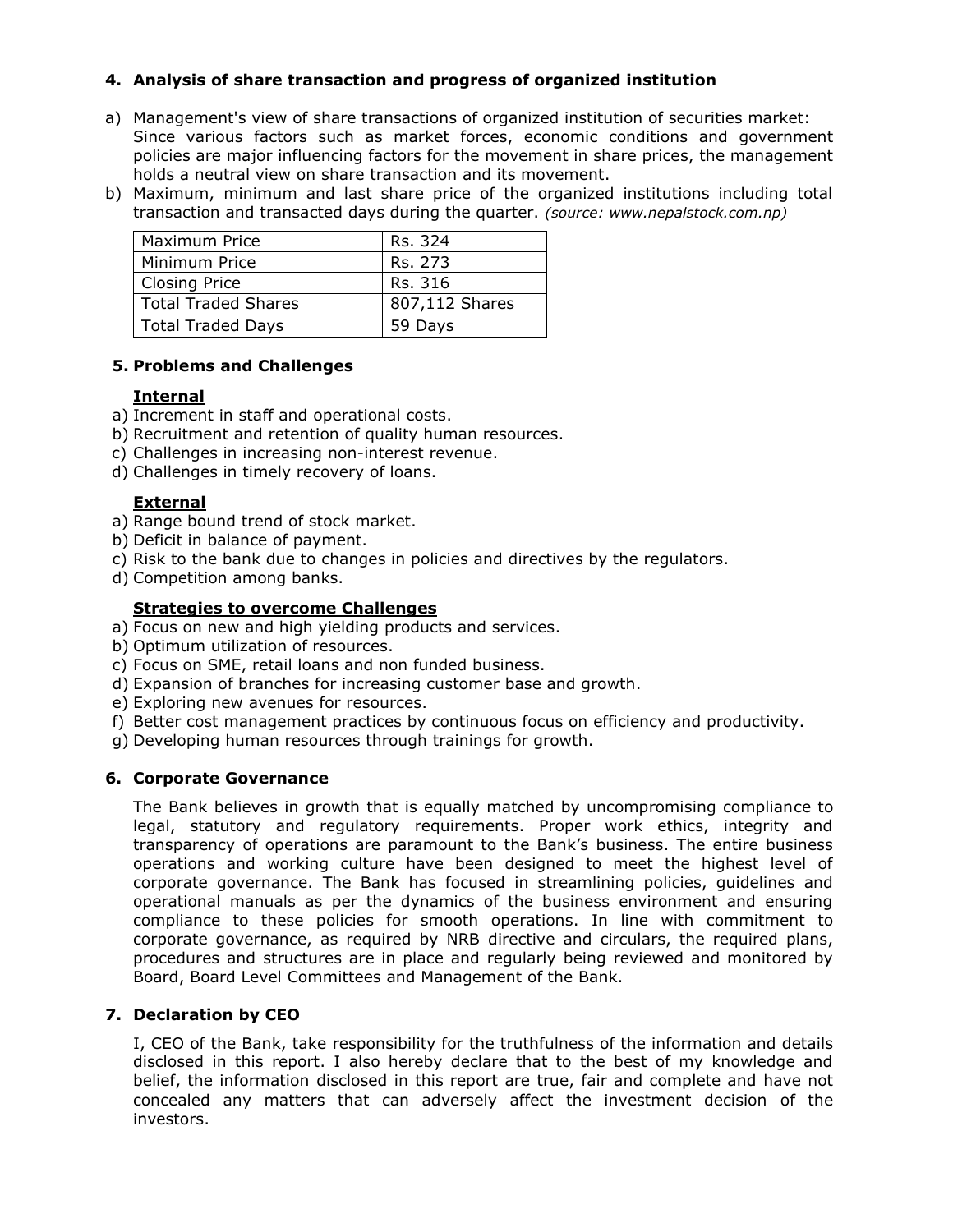## 4. Analysis of share transaction and progress of organized institution

a) Management's view of share transactions of organized institution of securities market: Since various factors such as market forces, economic conditions and government policies are major influencing factors for the movement in share prices, the management holds a neutral view on share transaction and its movement.

b) Maximum, minimum and last share price of the organized institutions including total transaction and transacted days during the quarter. *(source: www.nepalstock.com.np)*

| | |
|---|---|
| Maximum Price | Rs. 324 |
| Minimum Price | Rs. 273 |
| Closing Price | Rs. 316 |
| Total Traded Shares | 807,112 Shares |
| Total Traded Days | 59 Days |

## 5. Problems and Challenges

**Internal**

a) Increment in staff and operational costs.
b) Recruitment and retention of quality human resources.
c) Challenges in increasing non-interest revenue.
d) Challenges in timely recovery of loans.

**External**

a) Range bound trend of stock market.
b) Deficit in balance of payment.
c) Risk to the bank due to changes in policies and directives by the regulators.
d) Competition among banks.

**Strategies to overcome Challenges**

a) Focus on new and high yielding products and services.
b) Optimum utilization of resources.
c) Focus on SME, retail loans and non funded business.
d) Expansion of branches for increasing customer base and growth.
e) Exploring new avenues for resources.
f) Better cost management practices by continuous focus on efficiency and productivity.
g) Developing human resources through trainings for growth.

## 6. Corporate Governance

The Bank believes in growth that is equally matched by uncompromising compliance to legal, statutory and regulatory requirements. Proper work ethics, integrity and transparency of operations are paramount to the Bank's business. The entire business operations and working culture have been designed to meet the highest level of corporate governance. The Bank has focused in streamlining policies, guidelines and operational manuals as per the dynamics of the business environment and ensuring compliance to these policies for smooth operations. In line with commitment to corporate governance, as required by NRB directive and circulars, the required plans, procedures and structures are in place and regularly being reviewed and monitored by Board, Board Level Committees and Management of the Bank.

## 7. Declaration by CEO

I, CEO of the Bank, take responsibility for the truthfulness of the information and details disclosed in this report. I also hereby declare that to the best of my knowledge and belief, the information disclosed in this report are true, fair and complete and have not concealed any matters that can adversely affect the investment decision of the investors.